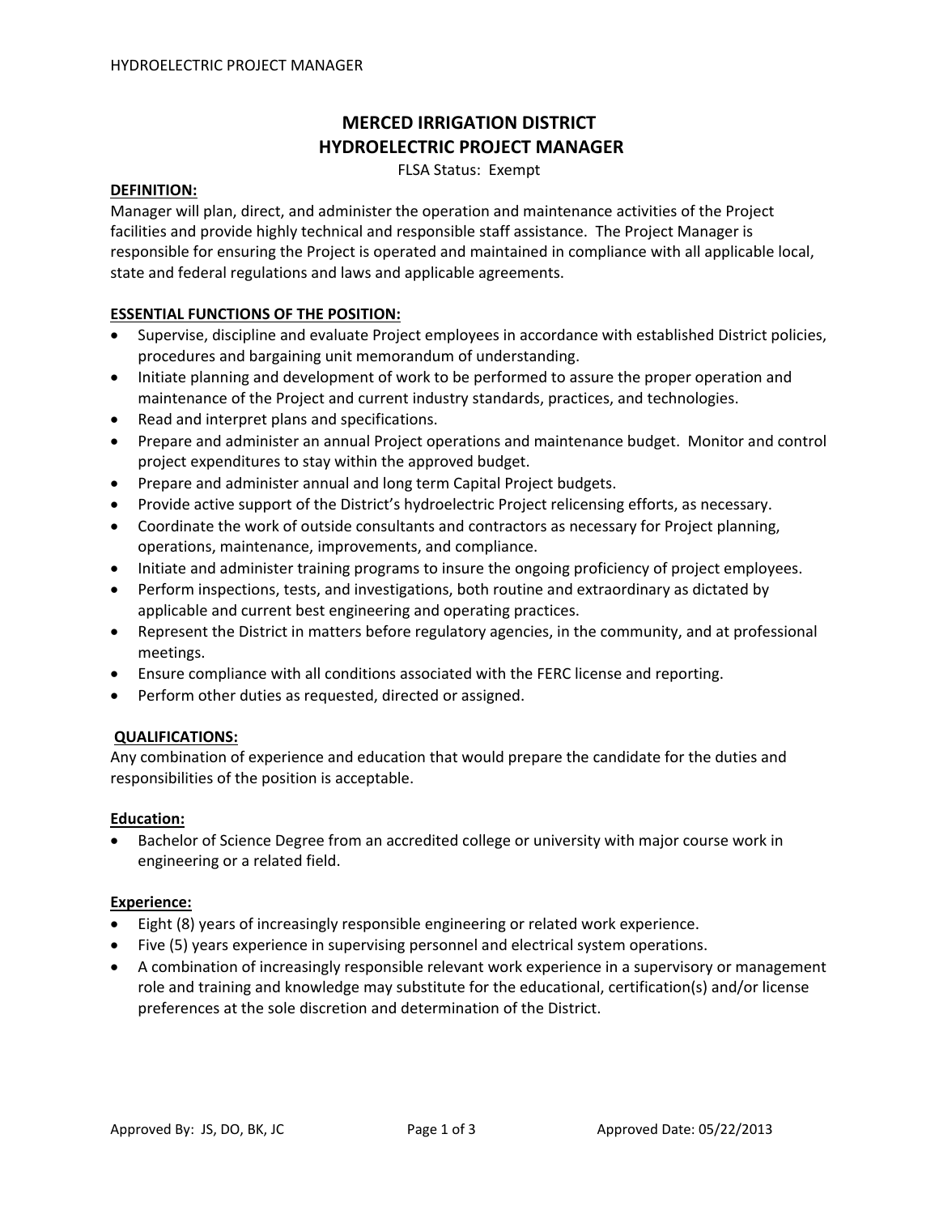# MERCED IRRIGATION DISTRICT
# HYDROELECTRIC PROJECT MANAGER

FLSA Status: Exempt

**DEFINITION:**

Manager will plan, direct, and administer the operation and maintenance activities of the Project facilities and provide highly technical and responsible staff assistance. The Project Manager is responsible for ensuring the Project is operated and maintained in compliance with all applicable local, state and federal regulations and laws and applicable agreements.

**ESSENTIAL FUNCTIONS OF THE POSITION:**

- Supervise, discipline and evaluate Project employees in accordance with established District policies, procedures and bargaining unit memorandum of understanding.
- Initiate planning and development of work to be performed to assure the proper operation and maintenance of the Project and current industry standards, practices, and technologies.
- Read and interpret plans and specifications.
- Prepare and administer an annual Project operations and maintenance budget. Monitor and control project expenditures to stay within the approved budget.
- Prepare and administer annual and long term Capital Project budgets.
- Provide active support of the District's hydroelectric Project relicensing efforts, as necessary.
- Coordinate the work of outside consultants and contractors as necessary for Project planning, operations, maintenance, improvements, and compliance.
- Initiate and administer training programs to insure the ongoing proficiency of project employees.
- Perform inspections, tests, and investigations, both routine and extraordinary as dictated by applicable and current best engineering and operating practices.
- Represent the District in matters before regulatory agencies, in the community, and at professional meetings.
- Ensure compliance with all conditions associated with the FERC license and reporting.
- Perform other duties as requested, directed or assigned.

**QUALIFICATIONS:**

Any combination of experience and education that would prepare the candidate for the duties and responsibilities of the position is acceptable.

**Education:**

- Bachelor of Science Degree from an accredited college or university with major course work in engineering or a related field.

**Experience:**

- Eight (8) years of increasingly responsible engineering or related work experience.
- Five (5) years experience in supervising personnel and electrical system operations.
- A combination of increasingly responsible relevant work experience in a supervisory or management role and training and knowledge may substitute for the educational, certification(s) and/or license preferences at the sole discretion and determination of the District.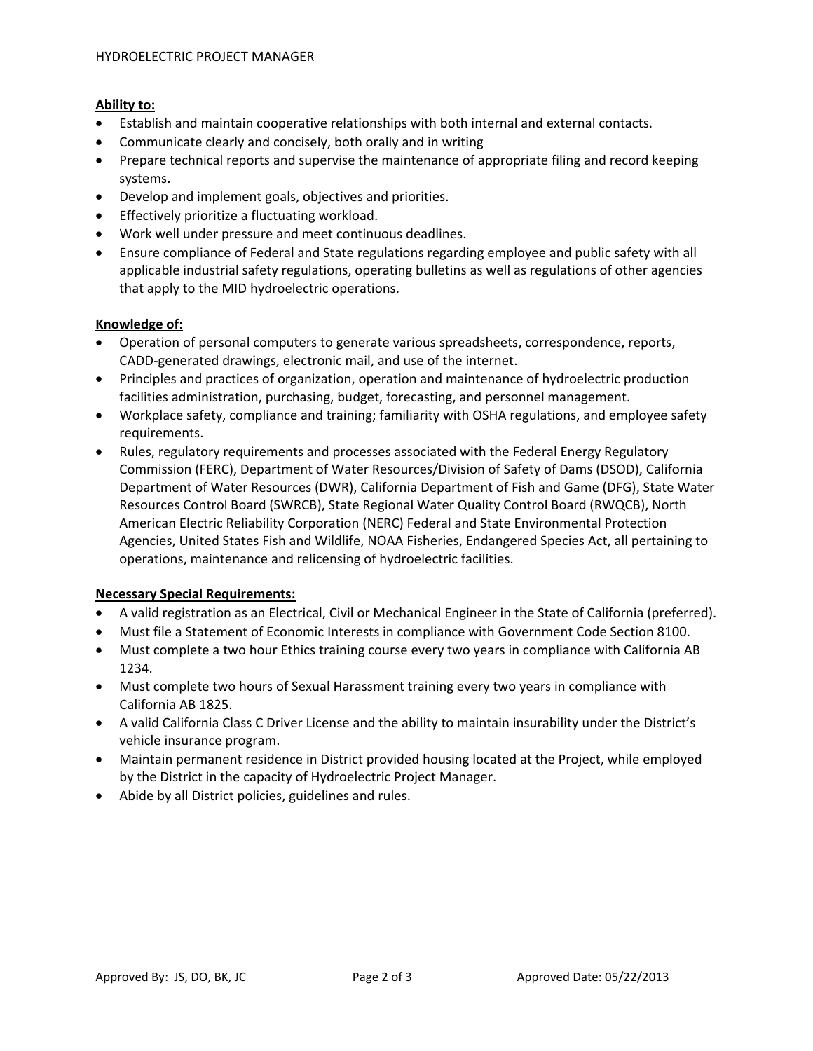**Ability to:**

- Establish and maintain cooperative relationships with both internal and external contacts.
- Communicate clearly and concisely, both orally and in writing
- Prepare technical reports and supervise the maintenance of appropriate filing and record keeping systems.
- Develop and implement goals, objectives and priorities.
- Effectively prioritize a fluctuating workload.
- Work well under pressure and meet continuous deadlines.
- Ensure compliance of Federal and State regulations regarding employee and public safety with all applicable industrial safety regulations, operating bulletins as well as regulations of other agencies that apply to the MID hydroelectric operations.

**Knowledge of:**

- Operation of personal computers to generate various spreadsheets, correspondence, reports, CADD-generated drawings, electronic mail, and use of the internet.
- Principles and practices of organization, operation and maintenance of hydroelectric production facilities administration, purchasing, budget, forecasting, and personnel management.
- Workplace safety, compliance and training; familiarity with OSHA regulations, and employee safety requirements.
- Rules, regulatory requirements and processes associated with the Federal Energy Regulatory Commission (FERC), Department of Water Resources/Division of Safety of Dams (DSOD), California Department of Water Resources (DWR), California Department of Fish and Game (DFG), State Water Resources Control Board (SWRCB), State Regional Water Quality Control Board (RWQCB), North American Electric Reliability Corporation (NERC) Federal and State Environmental Protection Agencies, United States Fish and Wildlife, NOAA Fisheries, Endangered Species Act, all pertaining to operations, maintenance and relicensing of hydroelectric facilities.

**Necessary Special Requirements:**

- A valid registration as an Electrical, Civil or Mechanical Engineer in the State of California (preferred).
- Must file a Statement of Economic Interests in compliance with Government Code Section 8100.
- Must complete a two hour Ethics training course every two years in compliance with California AB 1234.
- Must complete two hours of Sexual Harassment training every two years in compliance with California AB 1825.
- A valid California Class C Driver License and the ability to maintain insurability under the District's vehicle insurance program.
- Maintain permanent residence in District provided housing located at the Project, while employed by the District in the capacity of Hydroelectric Project Manager.
- Abide by all District policies, guidelines and rules.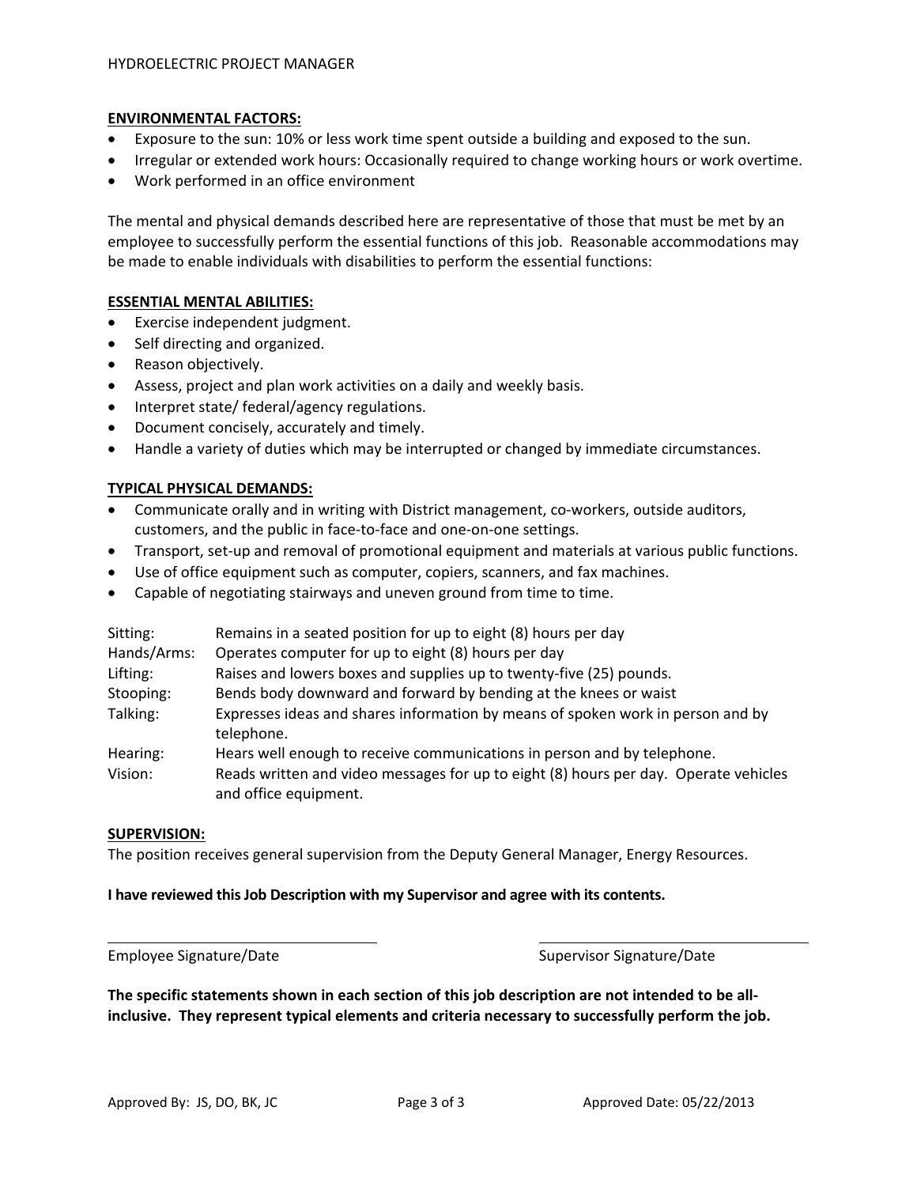**ENVIRONMENTAL FACTORS:**

- Exposure to the sun: 10% or less work time spent outside a building and exposed to the sun.
- Irregular or extended work hours: Occasionally required to change working hours or work overtime.
- Work performed in an office environment

The mental and physical demands described here are representative of those that must be met by an employee to successfully perform the essential functions of this job. Reasonable accommodations may be made to enable individuals with disabilities to perform the essential functions:

**ESSENTIAL MENTAL ABILITIES:**

- Exercise independent judgment.
- Self directing and organized.
- Reason objectively.
- Assess, project and plan work activities on a daily and weekly basis.
- Interpret state/ federal/agency regulations.
- Document concisely, accurately and timely.
- Handle a variety of duties which may be interrupted or changed by immediate circumstances.

**TYPICAL PHYSICAL DEMANDS:**

- Communicate orally and in writing with District management, co-workers, outside auditors, customers, and the public in face-to-face and one-on-one settings.
- Transport, set-up and removal of promotional equipment and materials at various public functions.
- Use of office equipment such as computer, copiers, scanners, and fax machines.
- Capable of negotiating stairways and uneven ground from time to time.

| | |
|---|---|
| Sitting: | Remains in a seated position for up to eight (8) hours per day |
| Hands/Arms: | Operates computer for up to eight (8) hours per day |
| Lifting: | Raises and lowers boxes and supplies up to twenty-five (25) pounds. |
| Stooping: | Bends body downward and forward by bending at the knees or waist |
| Talking: | Expresses ideas and shares information by means of spoken work in person and by telephone. |
| Hearing: | Hears well enough to receive communications in person and by telephone. |
| Vision: | Reads written and video messages for up to eight (8) hours per day. Operate vehicles and office equipment. |

**SUPERVISION:**

The position receives general supervision from the Deputy General Manager, Energy Resources.

**I have reviewed this Job Description with my Supervisor and agree with its contents.**

Employee Signature/Date

Supervisor Signature/Date

**The specific statements shown in each section of this job description are not intended to be all-inclusive. They represent typical elements and criteria necessary to successfully perform the job.**

Approved By: JS, DO, BK, JC

Approved Date: 05/22/2013